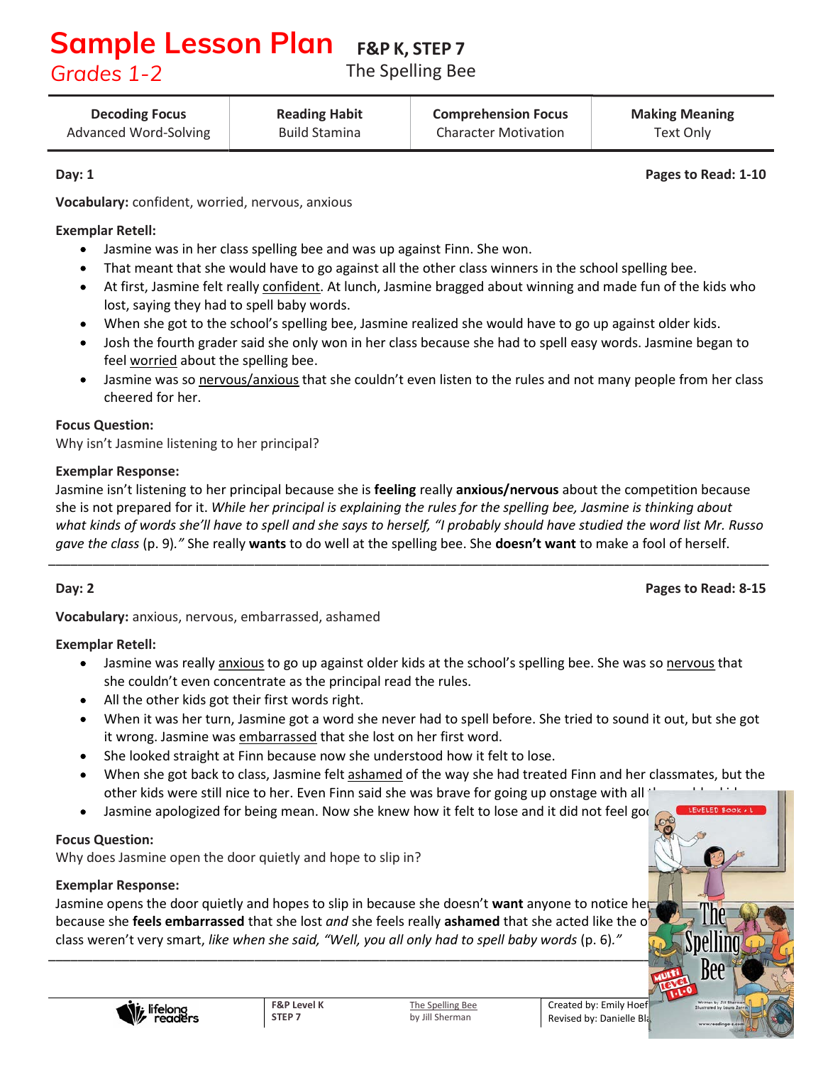# Sample Lesson Plan

## Grades 1-2

**F&P K, STEP 7**

The Spelling Bee

| Decoding Focus | Reading Habit | Comprehension Focus | Making Meaning |
|---|---|---|---|
| Advanced Word-Solving | Build Stamina | Character Motivation | Text Only |

**Day: 1** **Pages to Read: 1-10**

**Vocabulary:** confident, worried, nervous, anxious

**Exemplar Retell:**

- Jasmine was in her class spelling bee and was up against Finn. She won.
- That meant that she would have to go against all the other class winners in the school spelling bee.
- At first, Jasmine felt really confident. At lunch, Jasmine bragged about winning and made fun of the kids who lost, saying they had to spell baby words.
- When she got to the school's spelling bee, Jasmine realized she would have to go up against older kids.
- Josh the fourth grader said she only won in her class because she had to spell easy words. Jasmine began to feel worried about the spelling bee.
- Jasmine was so nervous/anxious that she couldn't even listen to the rules and not many people from her class cheered for her.

**Focus Question:**
Why isn't Jasmine listening to her principal?

**Exemplar Response:**
Jasmine isn't listening to her principal because she is **feeling** really **anxious/nervous** about the competition because she is not prepared for it. *While her principal is explaining the rules for the spelling bee, Jasmine is thinking about what kinds of words she'll have to spell and she says to herself, "I probably should have studied the word list Mr. Russo gave the class* (p. 9)*."* She really **wants** to do well at the spelling bee. She **doesn't want** to make a fool of herself.

---

**Day: 2** **Pages to Read: 8-15**

**Vocabulary:** anxious, nervous, embarrassed, ashamed

**Exemplar Retell:**

- Jasmine was really anxious to go up against older kids at the school's spelling bee. She was so nervous that she couldn't even concentrate as the principal read the rules.
- All the other kids got their first words right.
- When it was her turn, Jasmine got a word she never had to spell before. She tried to sound it out, but she got it wrong. Jasmine was embarrassed that she lost on her first word.
- She looked straight at Finn because now she understood how it felt to lose.
- When she got back to class, Jasmine felt ashamed of the way she had treated Finn and her classmates, but the other kids were still nice to her. Even Finn said she was brave for going up onstage with all the older kids.
- Jasmine apologized for being mean. Now she knew how it felt to lose and it did not feel good.

**Focus Question:**
Why does Jasmine open the door quietly and hope to slip in?

**Exemplar Response:**
Jasmine opens the door quietly and hopes to slip in because she doesn't **want** anyone to notice her because she **feels embarrassed** that she lost *and* she feels really **ashamed** that she acted like the other kids in her class weren't very smart, *like when she said, "Well, you all only had to spell baby words* (p. 6)*."*

---

F&P Level K STEP 7 | The Spelling Bee by Jill Sherman | Created by: Emily Hoef... Revised by: Danielle Bla...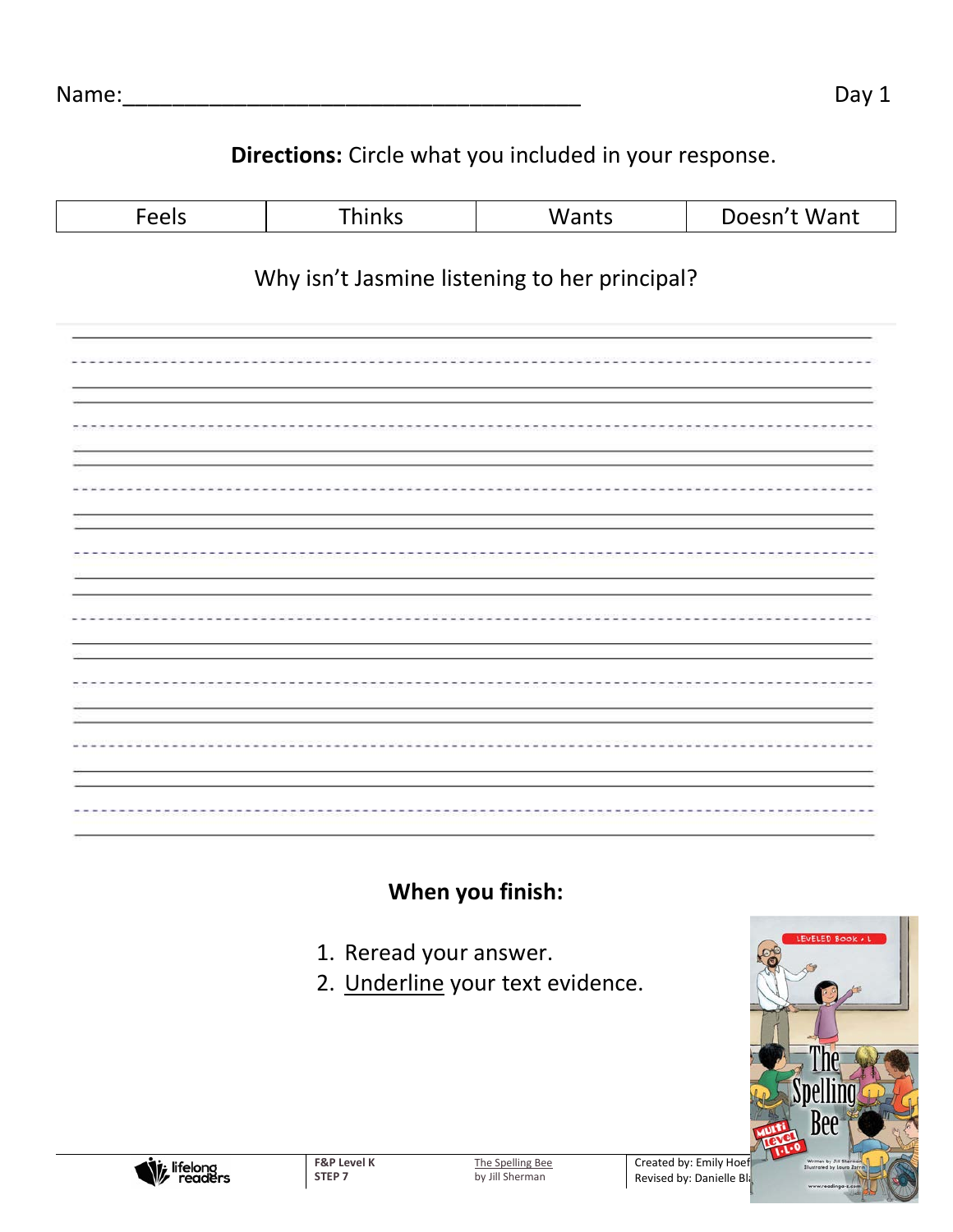Name:_____________________________________ Day 1

**Directions:** Circle what you included in your response.

| Feels | Thinks | Wants | Doesn't Want |
| --- | --- | --- | --- |

Why isn't Jasmine listening to her principal?

**When you finish:**

1. Reread your answer.
2. Underline your text evidence.

F&P Level K
STEP 7

The Spelling Bee
by Jill Sherman

Created by: Emily Hoef
Revised by: Danielle Bl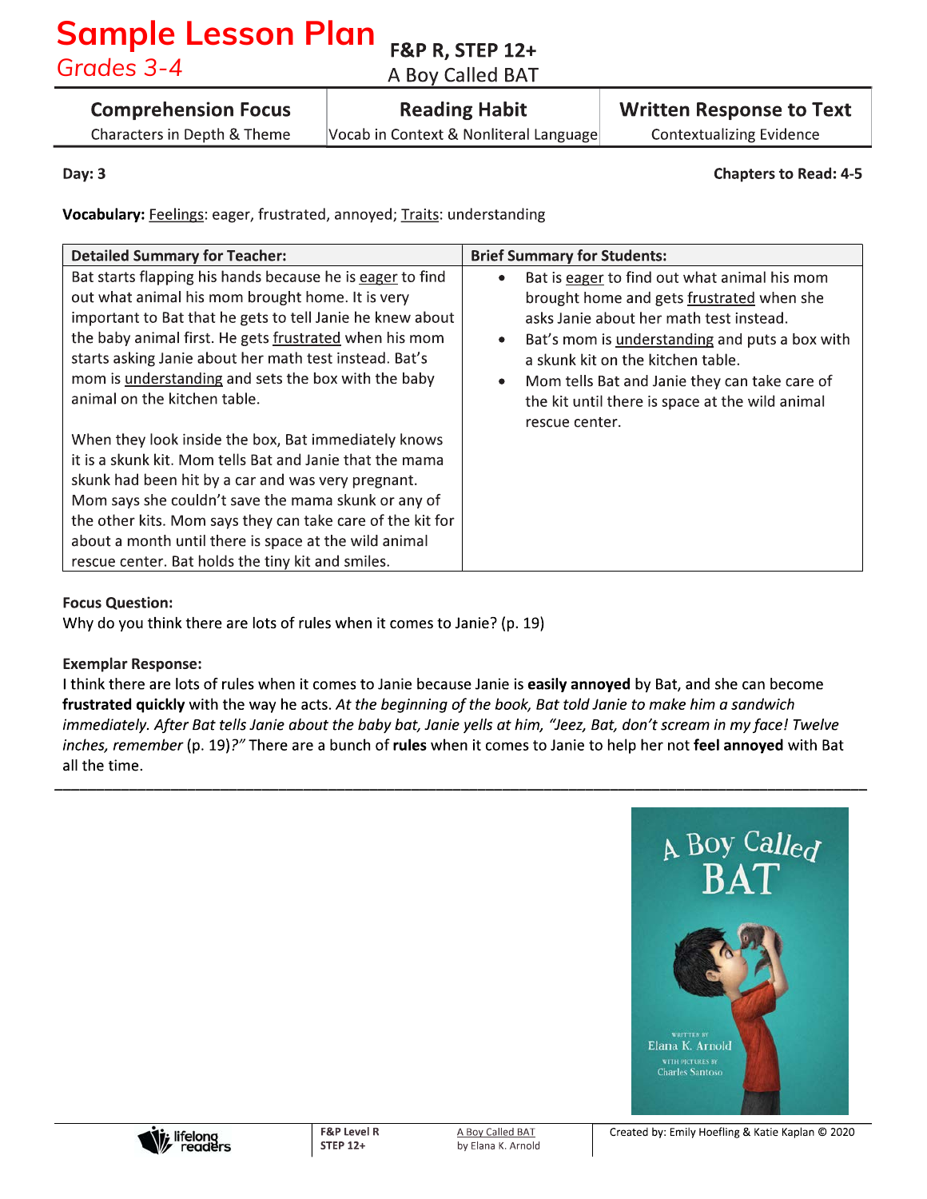# Sample Lesson Plan

Grades 3-4

**F&P R, STEP 12+**

A Boy Called BAT

| Comprehension Focus | Reading Habit | Written Response to Text |
|---|---|---|
| Characters in Depth & Theme | Vocab in Context & Nonliteral Language | Contextualizing Evidence |

**Day: 3**

**Chapters to Read: 4-5**

**Vocabulary:** Feelings: eager, frustrated, annoyed; Traits: understanding

| Detailed Summary for Teacher: | Brief Summary for Students: |
|---|---|
| Bat starts flapping his hands because he is eager to find out what animal his mom brought home. It is very important to Bat that he gets to tell Janie he knew about the baby animal first. He gets frustrated when his mom starts asking Janie about her math test instead. Bat's mom is understanding and sets the box with the baby animal on the kitchen table.<br><br>When they look inside the box, Bat immediately knows it is a skunk kit. Mom tells Bat and Janie that the mama skunk had been hit by a car and was very pregnant. Mom says she couldn't save the mama skunk or any of the other kits. Mom says they can take care of the kit for about a month until there is space at the wild animal rescue center. Bat holds the tiny kit and smiles. | • Bat is eager to find out what animal his mom brought home and gets frustrated when she asks Janie about her math test instead.<br>• Bat's mom is understanding and puts a box with a skunk kit on the kitchen table.<br>• Mom tells Bat and Janie they can take care of the kit until there is space at the wild animal rescue center. |

**Focus Question:**

Why do you think there are lots of rules when it comes to Janie? (p. 19)

**Exemplar Response:**

I think there are lots of rules when it comes to Janie because Janie is **easily annoyed** by Bat, and she can become **frustrated quickly** with the way he acts. *At the beginning of the book, Bat told Janie to make him a sandwich immediately. After Bat tells Janie about the baby bat, Janie yells at him, "Jeez, Bat, don't scream in my face! Twelve inches, remember* (p. 19)*?"* There are a bunch of **rules** when it comes to Janie to help her not **feel annoyed** with Bat all the time.

A Boy Called BAT

Written by Elana K. Arnold

With pictures by Charles Santoso

F&P Level R | STEP 12+ | A Boy Called BAT by Elana K. Arnold | Created by: Emily Hoefling & Katie Kaplan © 2020